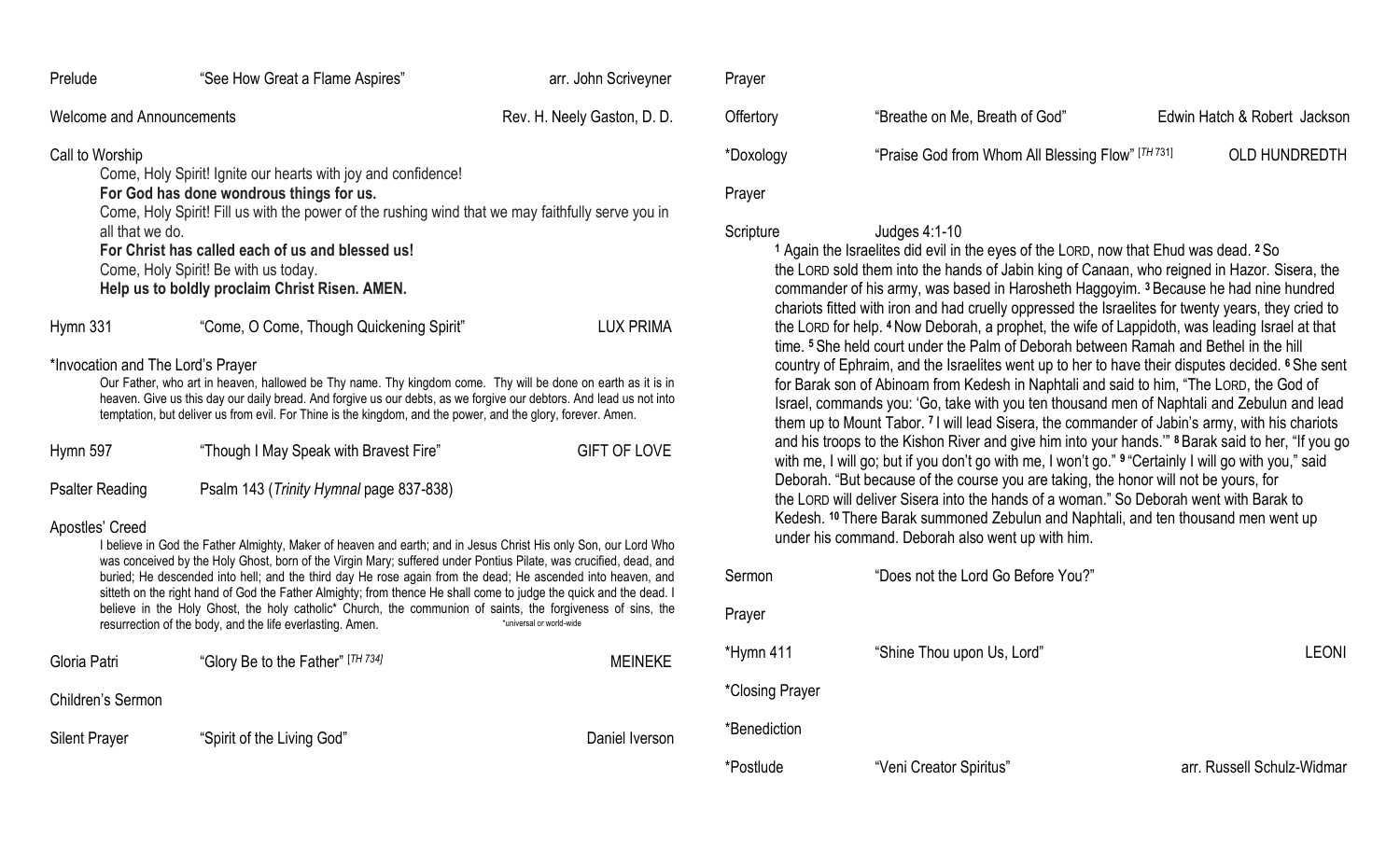Prelude "See How Great a Flame Aspires" arr. John Scriveyner

Welcome and Announcements Rev. H. Neely Gaston, D. D.

Call to Worship

Come, Holy Spirit! Ignite our hearts with joy and confidence!

**For God has done wondrous things for us.**

Come, Holy Spirit! Fill us with the power of the rushing wind that we may faithfully serve you in all that we do.

**For Christ has called each of us and blessed us!**

Come, Holy Spirit! Be with us today.

**Help us to boldly proclaim Christ Risen. AMEN.**

Hymn 331 "Come, O Come, Though Quickening Spirit" LUX PRIMA

*Invocation and The Lord's Prayer

Our Father, who art in heaven, hallowed be Thy name. Thy kingdom come. Thy will be done on earth as it is in heaven. Give us this day our daily bread. And forgive us our debts, as we forgive our debtors. And lead us not into temptation, but deliver us from evil. For Thine is the kingdom, and the power, and the glory, forever. Amen.

Hymn 597 "Though I May Speak with Bravest Fire" GIFT OF LOVE

Psalter Reading Psalm 143 (*Trinity Hymnal* page 837-838)

Apostles' Creed

I believe in God the Father Almighty, Maker of heaven and earth; and in Jesus Christ His only Son, our Lord Who was conceived by the Holy Ghost, born of the Virgin Mary; suffered under Pontius Pilate, was crucified, dead, and buried; He descended into hell; and the third day He rose again from the dead; He ascended into heaven, and sitteth on the right hand of God the Father Almighty; from thence He shall come to judge the quick and the dead. I believe in the Holy Ghost, the holy catholic* Church, the communion of saints, the forgiveness of sins, the resurrection of the body, and the life everlasting. Amen. *universal or world-wide

Gloria Patri "Glory Be to the Father" [TH 734] MEINEKE

Children's Sermon

Silent Prayer "Spirit of the Living God" Daniel Iverson

Prayer

Offertory "Breathe on Me, Breath of God" Edwin Hatch & Robert Jackson

*Doxology "Praise God from Whom All Blessing Flow" [TH 731] OLD HUNDREDTH

Prayer

Scripture Judges 4:1-10

[1] Again the Israelites did evil in the eyes of the LORD, now that Ehud was dead. [2] So the LORD sold them into the hands of Jabin king of Canaan, who reigned in Hazor. Sisera, the commander of his army, was based in Harosheth Haggoyim. [3] Because he had nine hundred chariots fitted with iron and had cruelly oppressed the Israelites for twenty years, they cried to the LORD for help. [4] Now Deborah, a prophet, the wife of Lappidoth, was leading Israel at that time. [5] She held court under the Palm of Deborah between Ramah and Bethel in the hill country of Ephraim, and the Israelites went up to her to have their disputes decided. [6] She sent for Barak son of Abinoam from Kedesh in Naphtali and said to him, "The LORD, the God of Israel, commands you: 'Go, take with you ten thousand men of Naphtali and Zebulun and lead them up to Mount Tabor. [7] I will lead Sisera, the commander of Jabin's army, with his chariots and his troops to the Kishon River and give him into your hands.'" [8] Barak said to her, "If you go with me, I will go; but if you don't go with me, I won't go." [9] "Certainly I will go with you," said Deborah. "But because of the course you are taking, the honor will not be yours, for the LORD will deliver Sisera into the hands of a woman." So Deborah went with Barak to Kedesh. [10] There Barak summoned Zebulun and Naphtali, and ten thousand men went up under his command. Deborah also went up with him.

Sermon "Does not the Lord Go Before You?"

Prayer

*Hymn 411 "Shine Thou upon Us, Lord" LEONI

*Closing Prayer

*Benediction

*Postlude "Veni Creator Spiritus" arr. Russell Schulz-Widmar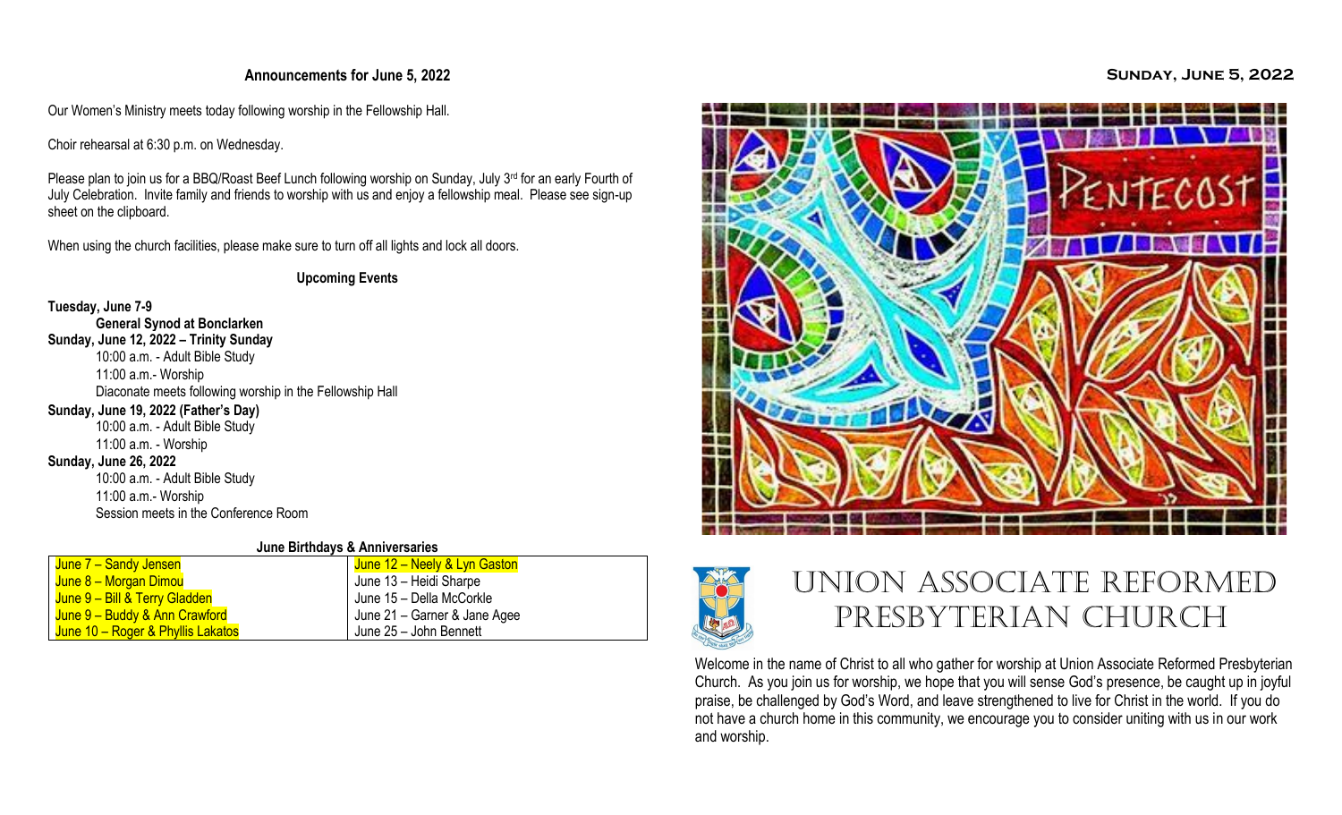## Announcements for June 5, 2022

Our Women's Ministry meets today following worship in the Fellowship Hall.

Choir rehearsal at 6:30 p.m. on Wednesday.

Please plan to join us for a BBQ/Roast Beef Lunch following worship on Sunday, July 3rd for an early Fourth of July Celebration. Invite family and friends to worship with us and enjoy a fellowship meal. Please see sign-up sheet on the clipboard.

When using the church facilities, please make sure to turn off all lights and lock all doors.

### Upcoming Events

**Tuesday, June 7-9**
**General Synod at Bonclarken**

**Sunday, June 12, 2022 – Trinity Sunday**
10:00 a.m. - Adult Bible Study
11:00 a.m.- Worship
Diaconate meets following worship in the Fellowship Hall

**Sunday, June 19, 2022 (Father's Day)**
10:00 a.m. - Adult Bible Study
11:00 a.m. - Worship

**Sunday, June 26, 2022**
10:00 a.m. - Adult Bible Study
11:00 a.m.- Worship
Session meets in the Conference Room

**June Birthdays & Anniversaries**

| | |
|---|---|
| June 7 – Sandy Jensen | June 12 – Neely & Lyn Gaston |
| June 8 – Morgan Dimou | June 13 – Heidi Sharpe |
| June 9 – Bill & Terry Gladden | June 15 – Della McCorkle |
| June 9 – Buddy & Ann Crawford | June 21 – Garner & Jane Agee |
| June 10 – Roger & Phyllis Lakatos | June 25 – John Bennett |

**Sunday, June 5, 2022**

# Union Associate Reformed Presbyterian Church

Welcome in the name of Christ to all who gather for worship at Union Associate Reformed Presbyterian Church. As you join us for worship, we hope that you will sense God's presence, be caught up in joyful praise, be challenged by God's Word, and leave strengthened to live for Christ in the world. If you do not have a church home in this community, we encourage you to consider uniting with us in our work and worship.